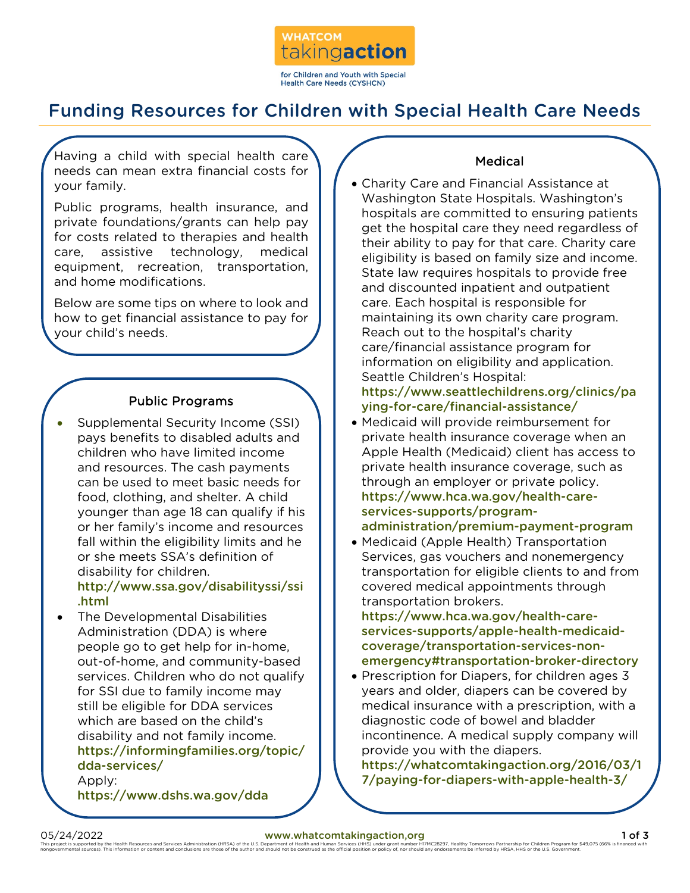WHATCOM takingaction

for Children and Youth with Special Health Care Needs (CYSHCN)

# Funding Resources for Children with Special Health Care Needs

Having a child with special health care needs can mean extra financial costs for your family.

Public programs, health insurance, and private foundations/grants can help pay for costs related to therapies and health care, assistive technology, medical equipment, recreation, transportation, and home modifications.

Below are some tips on where to look and how to get financial assistance to pay for your child's needs.

## Public Programs

- Supplemental Security Income (SSI) pays benefits to disabled adults and children who have limited income and resources. The cash payments can be used to meet basic needs for food, clothing, and shelter. A child younger than age 18 can qualify if his or her family's income and resources fall within the eligibility limits and he or she meets SSA's definition of disability for children. http://www.ssa.gov/disabilityssi/ssi.html
- The Developmental Disabilities Administration (DDA) is where people go to get help for in-home, out-of-home, and community-based services. Children who do not qualify for SSI due to family income may still be eligible for DDA services which are based on the child's disability and not family income. https://informingfamilies.org/topic/dda-services/
  Apply: https://www.dshs.wa.gov/dda

## Medical

- Charity Care and Financial Assistance at Washington State Hospitals. Washington's hospitals are committed to ensuring patients get the hospital care they need regardless of their ability to pay for that care. Charity care eligibility is based on family size and income. State law requires hospitals to provide free and discounted inpatient and outpatient care. Each hospital is responsible for maintaining its own charity care program. Reach out to the hospital's charity care/financial assistance program for information on eligibility and application. Seattle Children's Hospital: https://www.seattlechildrens.org/clinics/paying-for-care/financial-assistance/
- Medicaid will provide reimbursement for private health insurance coverage when an Apple Health (Medicaid) client has access to private health insurance coverage, such as through an employer or private policy. https://www.hca.wa.gov/health-care-services-supports/program-administration/premium-payment-program
- Medicaid (Apple Health) Transportation Services, gas vouchers and nonemergency transportation for eligible clients to and from covered medical appointments through transportation brokers. https://www.hca.wa.gov/health-care-services-supports/apple-health-medicaid-coverage/transportation-services-non-emergency#transportation-broker-directory
- Prescription for Diapers, for children ages 3 years and older, diapers can be covered by medical insurance with a prescription, with a diagnostic code of bowel and bladder incontinence. A medical supply company will provide you with the diapers. https://whatcomtakingaction.org/2016/03/17/paying-for-diapers-with-apple-health-3/

05/24/2022 www.whatcomtakingaction,org

This project is supported by the Health Resources and Services Administration (HRSA) of the U.S. Department of Health and Human Services (HHS) under grant number H17MC28297, Healthy Tomorrows Partnership for Children Program for $49,075 (66% is financed with nongovernmental sources). This information or content and conclusions are those of the author and should not be construed as the official position or policy of, nor should any endorsements be inferred by HRSA, HHS or the U.S. Government.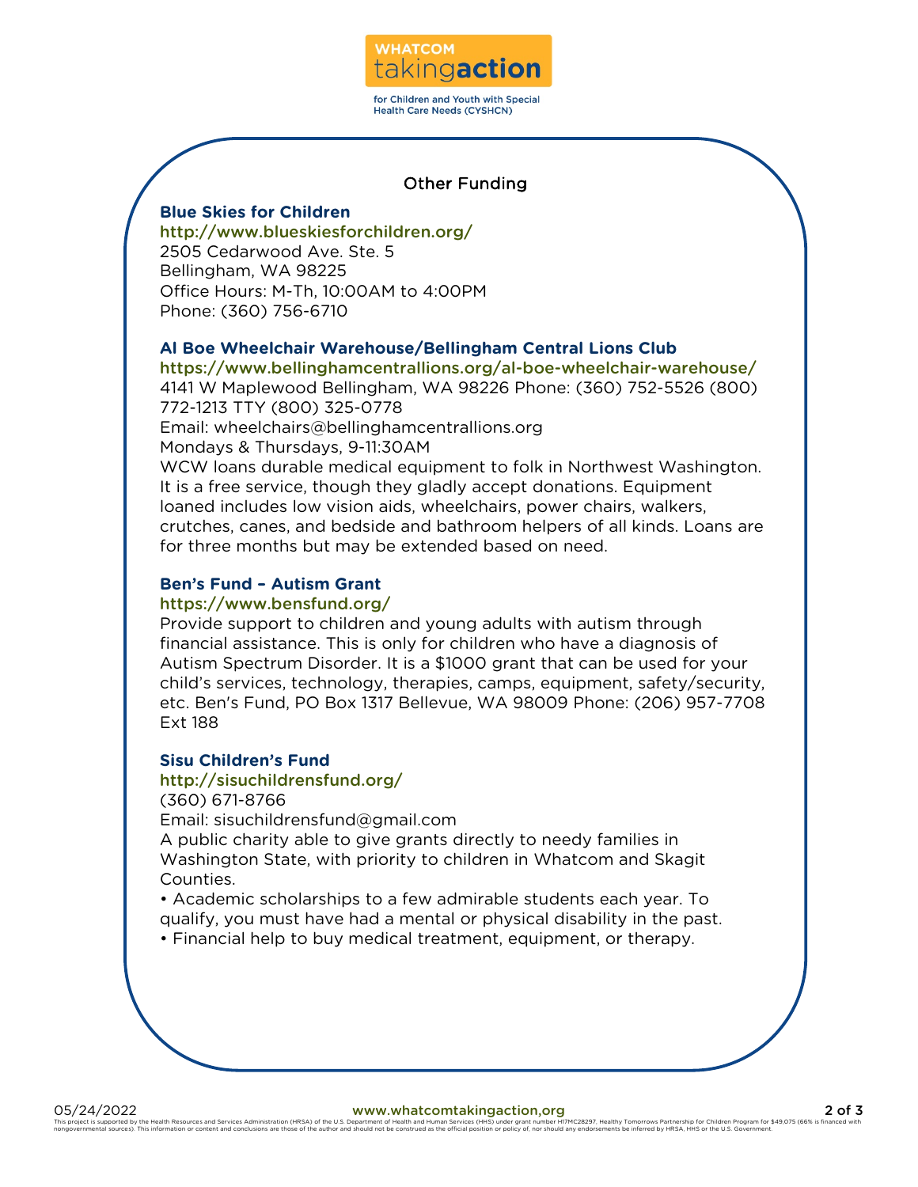WHATCOM takingaction

for Children and Youth with Special Health Care Needs (CYSHCN)

## Other Funding

**Blue Skies for Children**
http://www.blueskiesforchildren.org/
2505 Cedarwood Ave. Ste. 5
Bellingham, WA 98225
Office Hours: M-Th, 10:00AM to 4:00PM
Phone: (360) 756-6710

**Al Boe Wheelchair Warehouse/Bellingham Central Lions Club**
https://www.bellinghamcentrallions.org/al-boe-wheelchair-warehouse/
4141 W Maplewood Bellingham, WA 98226 Phone: (360) 752-5526 (800) 772-1213 TTY (800) 325-0778
Email: wheelchairs@bellinghamcentrallions.org
Mondays & Thursdays, 9-11:30AM
WCW loans durable medical equipment to folk in Northwest Washington. It is a free service, though they gladly accept donations. Equipment loaned includes low vision aids, wheelchairs, power chairs, walkers, crutches, canes, and bedside and bathroom helpers of all kinds. Loans are for three months but may be extended based on need.

**Ben's Fund – Autism Grant**
https://www.bensfund.org/
Provide support to children and young adults with autism through financial assistance. This is only for children who have a diagnosis of Autism Spectrum Disorder. It is a $1000 grant that can be used for your child's services, technology, therapies, camps, equipment, safety/security, etc. Ben's Fund, PO Box 1317 Bellevue, WA 98009 Phone: (206) 957-7708 Ext 188

**Sisu Children's Fund**
http://sisuchildrensfund.org/
(360) 671-8766
Email: sisuchildrensfund@gmail.com
A public charity able to give grants directly to needy families in Washington State, with priority to children in Whatcom and Skagit Counties.

- Academic scholarships to a few admirable students each year. To qualify, you must have had a mental or physical disability in the past.
- Financial help to buy medical treatment, equipment, or therapy.

05/24/2022 www.whatcomtakingaction.org

This project is supported by the Health Resources and Services Administration (HRSA) of the U.S. Department of Health and Human Services (HHS) under grant number H17MC28297, Healthy Tomorrows Partnership for Children Program for $49,075 (66% is financed with nongovernmental sources). This information or content and conclusions are those of the author and should not be construed as the official position or policy of, nor should any endorsements be inferred by HRSA, HHS or the U.S. Government.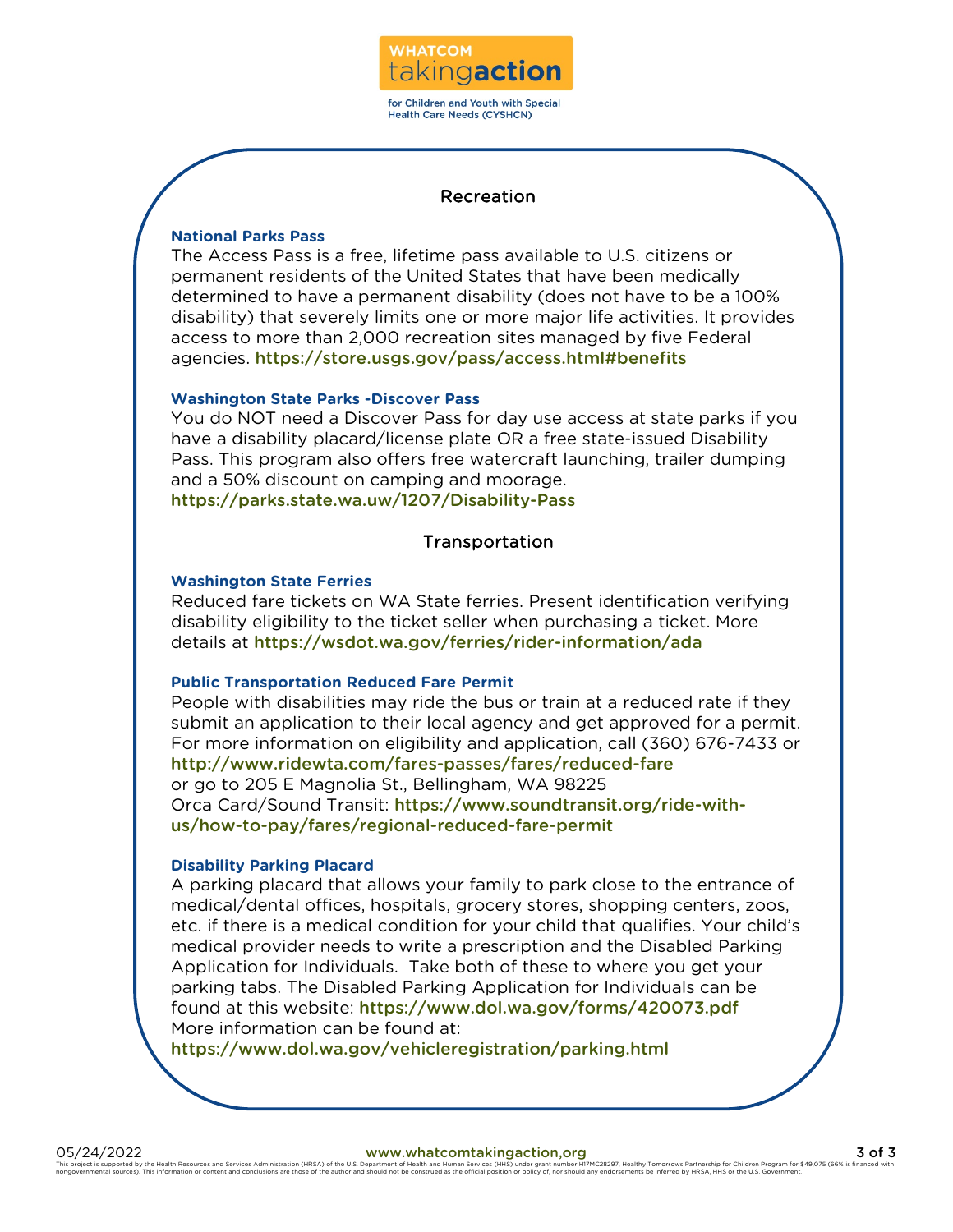## Recreation

### National Parks Pass

The Access Pass is a free, lifetime pass available to U.S. citizens or permanent residents of the United States that have been medically determined to have a permanent disability (does not have to be a 100% disability) that severely limits one or more major life activities. It provides access to more than 2,000 recreation sites managed by five Federal agencies. https://store.usgs.gov/pass/access.html#benefits

### Washington State Parks -Discover Pass

You do NOT need a Discover Pass for day use access at state parks if you have a disability placard/license plate OR a free state-issued Disability Pass. This program also offers free watercraft launching, trailer dumping and a 50% discount on camping and moorage.
https://parks.state.wa.uw/1207/Disability-Pass

## Transportation

### Washington State Ferries

Reduced fare tickets on WA State ferries. Present identification verifying disability eligibility to the ticket seller when purchasing a ticket. More details at https://wsdot.wa.gov/ferries/rider-information/ada

### Public Transportation Reduced Fare Permit

People with disabilities may ride the bus or train at a reduced rate if they submit an application to their local agency and get approved for a permit. For more information on eligibility and application, call (360) 676-7433 or http://www.ridewta.com/fares-passes/fares/reduced-fare
or go to 205 E Magnolia St., Bellingham, WA 98225
Orca Card/Sound Transit: https://www.soundtransit.org/ride-with-us/how-to-pay/fares/regional-reduced-fare-permit

### Disability Parking Placard

A parking placard that allows your family to park close to the entrance of medical/dental offices, hospitals, grocery stores, shopping centers, zoos, etc. if there is a medical condition for your child that qualifies. Your child's medical provider needs to write a prescription and the Disabled Parking Application for Individuals. Take both of these to where you get your parking tabs. The Disabled Parking Application for Individuals can be found at this website: https://www.dol.wa.gov/forms/420073.pdf
More information can be found at:
https://www.dol.wa.gov/vehicleregistration/parking.html

05/24/2022 www.whatcomtakingaction,org

This project is supported by the Health Resources and Services Administration (HRSA) of the U.S. Department of Health and Human Services (HHS) under grant number H17MC28297, Healthy Tomorrows Partnership for Children Program for $49,075 (66% is financed with nongovernmental sources). This information or content and conclusions are those of the author and should not be construed as the official position or policy of, nor should any endorsements be inferred by HRSA, HHS or the U.S. Government.